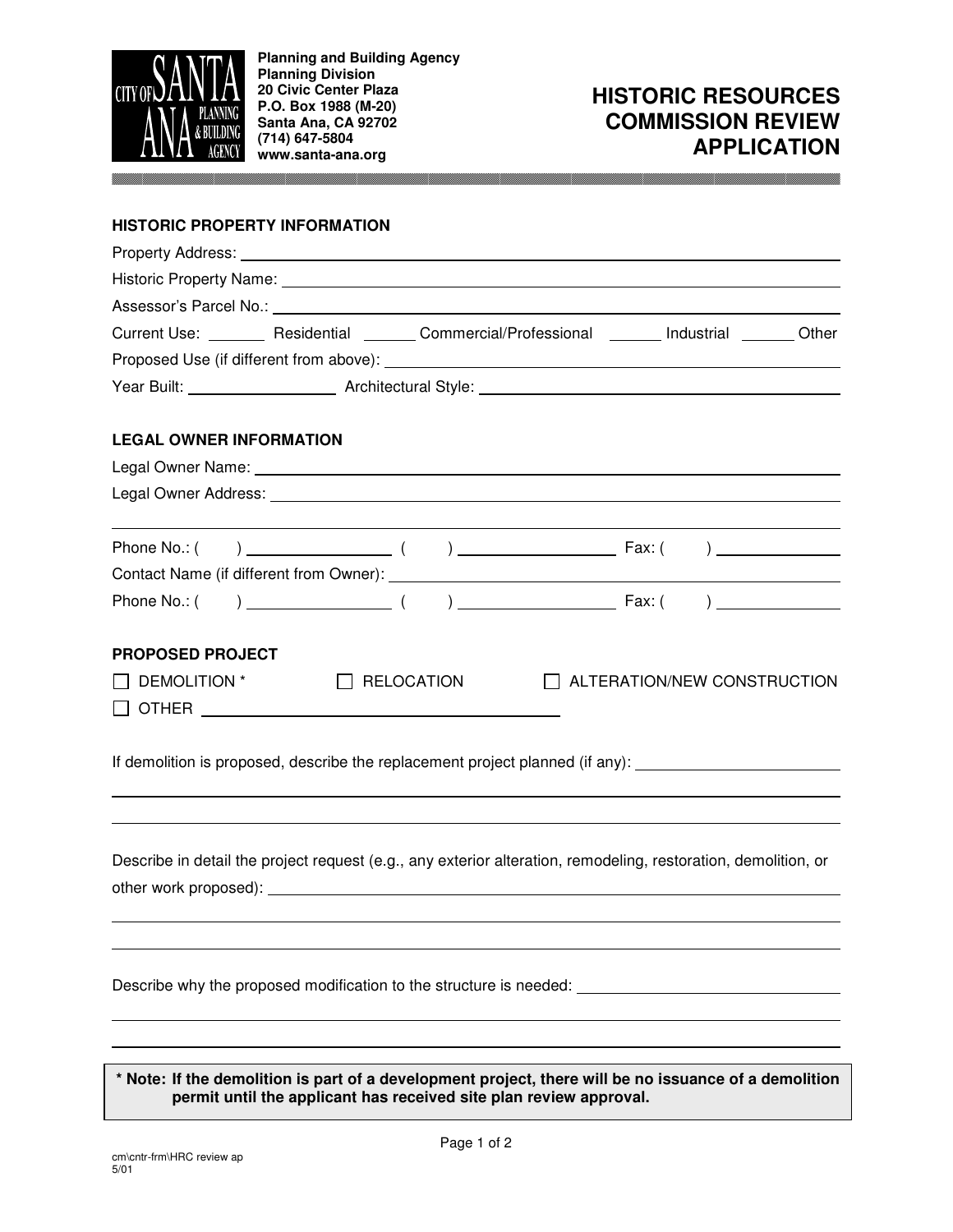**CITY OF SANTA ANA PLANNING & BUILDING AGENCY**

**Planning and Building Agency**
**Planning Division**
**20 Civic Center Plaza**
**P.O. Box 1988 (M-20)**
**Santa Ana, CA 92702**
**(714) 647-5804**
**www.santa-ana.org**

# HISTORIC RESOURCES COMMISSION REVIEW APPLICATION

## HISTORIC PROPERTY INFORMATION

Property Address: ______________________________

Historic Property Name: ______________________________

Assessor's Parcel No.: ______________________________

Current Use: _______ Residential _______ Commercial/Professional _______ Industrial _______ Other

Proposed Use (if different from above): ______________________________

Year Built: ______________ Architectural Style: ______________________________

## LEGAL OWNER INFORMATION

Legal Owner Name: ______________________________

Legal Owner Address: ______________________________

______________________________

Phone No.: ( ) ______________ ( ) ______________ Fax: ( ) ______________

Contact Name (if different from Owner): ______________________________

Phone No.: ( ) ______________ ( ) ______________ Fax: ( ) ______________

## PROPOSED PROJECT

☐ DEMOLITION * ☐ RELOCATION ☐ ALTERATION/NEW CONSTRUCTION

☐ OTHER ______________________________

If demolition is proposed, describe the replacement project planned (if any): ______________________________

______________________________

______________________________

Describe in detail the project request (e.g., any exterior alteration, remodeling, restoration, demolition, or other work proposed): ______________________________

______________________________

______________________________

Describe why the proposed modification to the structure is needed: ______________________________

______________________________

______________________________

**\* Note: If the demolition is part of a development project, there will be no issuance of a demolition permit until the applicant has received site plan review approval.**

cm\cntr-frm\HRC review ap
5/01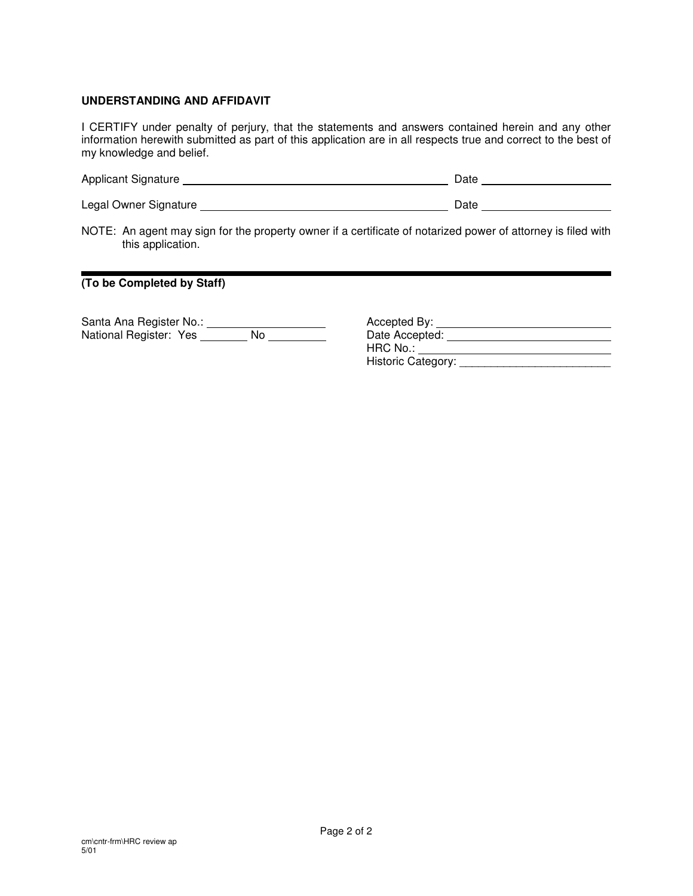## UNDERSTANDING AND AFFIDAVIT

I CERTIFY under penalty of perjury, that the statements and answers contained herein and any other information herewith submitted as part of this application are in all respects true and correct to the best of my knowledge and belief.

Applicant Signature ______________________________ Date ______________

Legal Owner Signature ______________________________ Date ______________

NOTE: An agent may sign for the property owner if a certificate of notarized power of attorney is filed with this application.

---

**(To be Completed by Staff)**

Santa Ana Register No.: ______________

National Register: Yes ________ No ________

Accepted By: ______________________

Date Accepted: ______________________

HRC No.: ______________________

Historic Category: ______________________

cm\cntr-frm\HRC review ap
5/01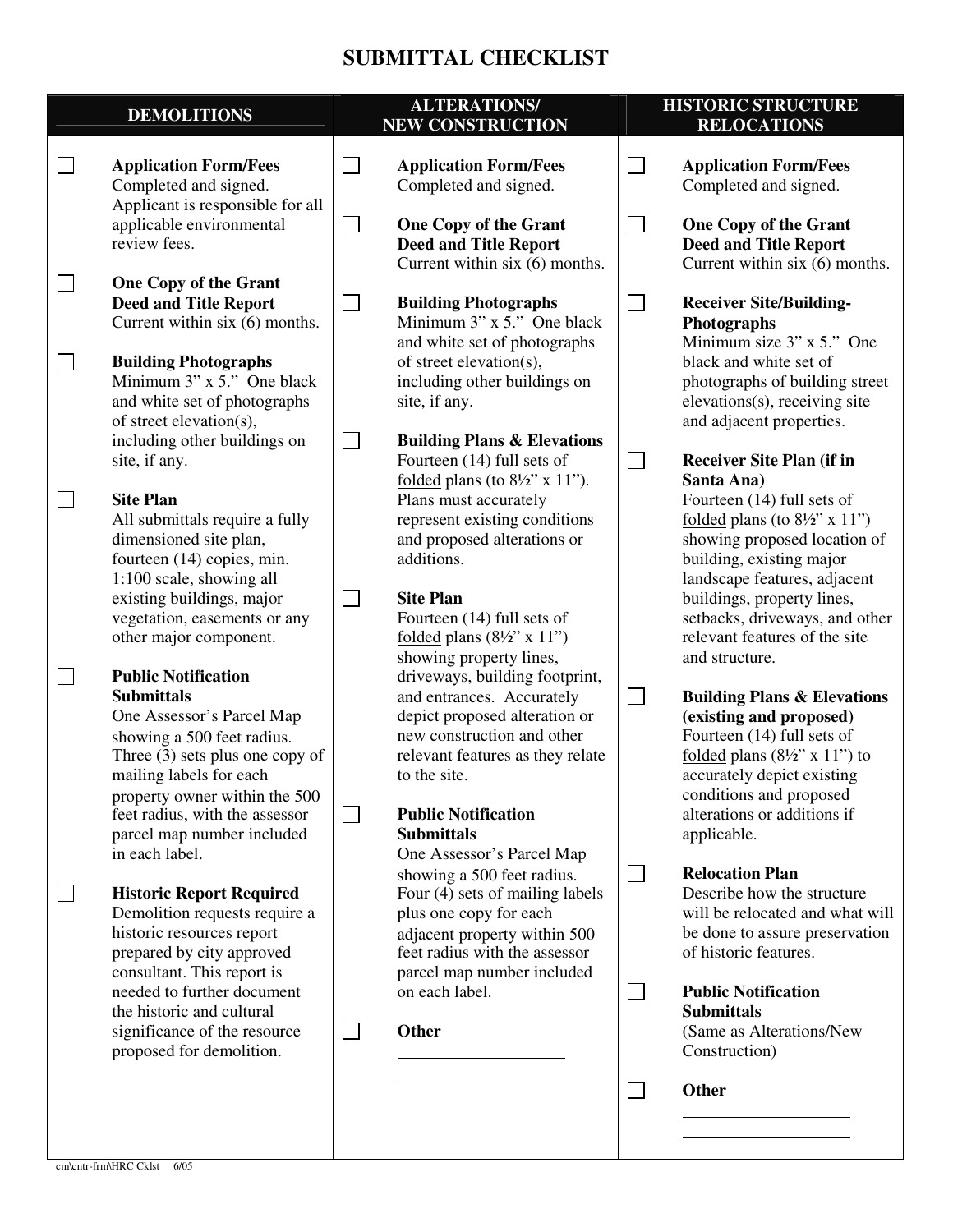# SUBMITTAL CHECKLIST

## DEMOLITIONS

- ☐ **Application Form/Fees**
  Completed and signed. Applicant is responsible for all applicable environmental review fees.

- ☐ **One Copy of the Grant Deed and Title Report**
  Current within six (6) months.

- ☐ **Building Photographs**
  Minimum 3" x 5." One black and white set of photographs of street elevation(s), including other buildings on site, if any.

- ☐ **Site Plan**
  All submittals require a fully dimensioned site plan, fourteen (14) copies, min. 1:100 scale, showing all existing buildings, major vegetation, easements or any other major component.

- ☐ **Public Notification Submittals**
  One Assessor's Parcel Map showing a 500 feet radius. Three (3) sets plus one copy of mailing labels for each property owner within the 500 feet radius, with the assessor parcel map number included in each label.

- ☐ **Historic Report Required**
  Demolition requests require a historic resources report prepared by city approved consultant. This report is needed to further document the historic and cultural significance of the resource proposed for demolition.

## ALTERATIONS/ NEW CONSTRUCTION

- ☐ **Application Form/Fees**
  Completed and signed.

- ☐ **One Copy of the Grant Deed and Title Report**
  Current within six (6) months.

- ☐ **Building Photographs**
  Minimum 3" x 5." One black and white set of photographs of street elevation(s), including other buildings on site, if any.

- ☐ **Building Plans & Elevations**
  Fourteen (14) full sets of <u>folded</u> plans (to 8½" x 11"). Plans must accurately represent existing conditions and proposed alterations or additions.

- ☐ **Site Plan**
  Fourteen (14) full sets of <u>folded</u> plans (8½" x 11") showing property lines, driveways, building footprint, and entrances. Accurately depict proposed alteration or new construction and other relevant features as they relate to the site.

- ☐ **Public Notification Submittals**
  One Assessor's Parcel Map showing a 500 feet radius. Four (4) sets of mailing labels plus one copy for each adjacent property within 500 feet radius with the assessor parcel map number included on each label.

- ☐ **Other**
  ____________________
  ____________________

## HISTORIC STRUCTURE RELOCATIONS

- ☐ **Application Form/Fees**
  Completed and signed.

- ☐ **One Copy of the Grant Deed and Title Report**
  Current within six (6) months.

- ☐ **Receiver Site/Building-Photographs**
  Minimum size 3" x 5." One black and white set of photographs of building street elevations(s), receiving site and adjacent properties.

- ☐ **Receiver Site Plan (if in Santa Ana)**
  Fourteen (14) full sets of <u>folded</u> plans (to 8½" x 11") showing proposed location of building, existing major landscape features, adjacent buildings, property lines, setbacks, driveways, and other relevant features of the site and structure.

- ☐ **Building Plans & Elevations (existing and proposed)**
  Fourteen (14) full sets of <u>folded</u> plans (8½" x 11") to accurately depict existing conditions and proposed alterations or additions if applicable.

- ☐ **Relocation Plan**
  Describe how the structure will be relocated and what will be done to assure preservation of historic features.

- ☐ **Public Notification Submittals**
  (Same as Alterations/New Construction)

- ☐ **Other**
  ____________________
  ____________________

cm\cntr-frm\HRC Cklst 6/05